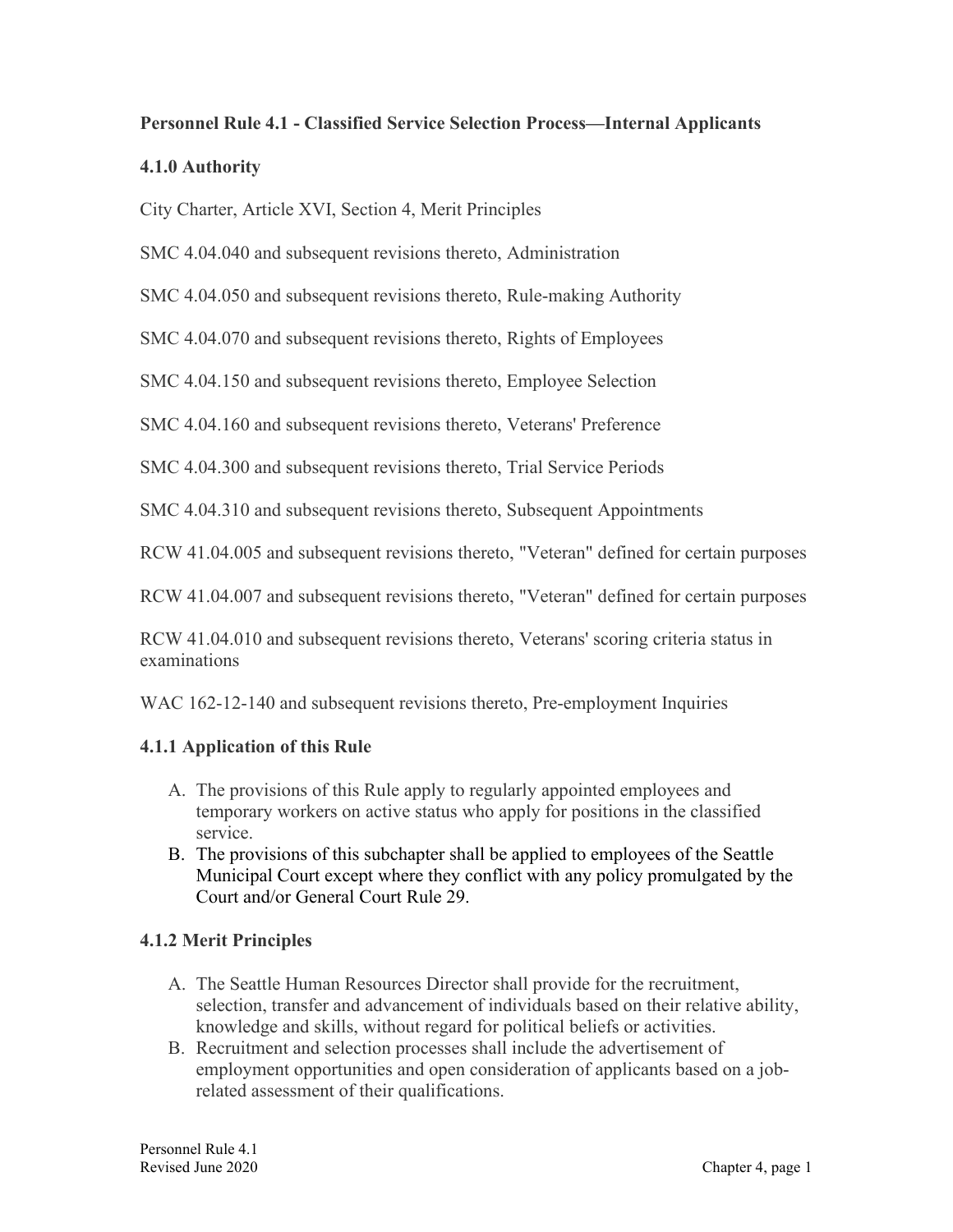# Personnel Rule 4.1 - Classified Service Selection Process—Internal Applicants

## 4.1.0 Authority

City Charter, Article XVI, Section 4, Merit Principles

SMC 4.04.040 and subsequent revisions thereto, Administration

SMC 4.04.050 and subsequent revisions thereto, Rule-making Authority

SMC 4.04.070 and subsequent revisions thereto, Rights of Employees

SMC 4.04.150 and subsequent revisions thereto, Employee Selection

SMC 4.04.160 and subsequent revisions thereto, Veterans' Preference

SMC 4.04.300 and subsequent revisions thereto, Trial Service Periods

SMC 4.04.310 and subsequent revisions thereto, Subsequent Appointments

RCW 41.04.005 and subsequent revisions thereto, "Veteran" defined for certain purposes

RCW 41.04.007 and subsequent revisions thereto, "Veteran" defined for certain purposes

RCW 41.04.010 and subsequent revisions thereto, Veterans' scoring criteria status in examinations

WAC 162-12-140 and subsequent revisions thereto, Pre-employment Inquiries

## 4.1.1 Application of this Rule

A. The provisions of this Rule apply to regularly appointed employees and temporary workers on active status who apply for positions in the classified service.
B. The provisions of this subchapter shall be applied to employees of the Seattle Municipal Court except where they conflict with any policy promulgated by the Court and/or General Court Rule 29.

## 4.1.2 Merit Principles

A. The Seattle Human Resources Director shall provide for the recruitment, selection, transfer and advancement of individuals based on their relative ability, knowledge and skills, without regard for political beliefs or activities.
B. Recruitment and selection processes shall include the advertisement of employment opportunities and open consideration of applicants based on a job-related assessment of their qualifications.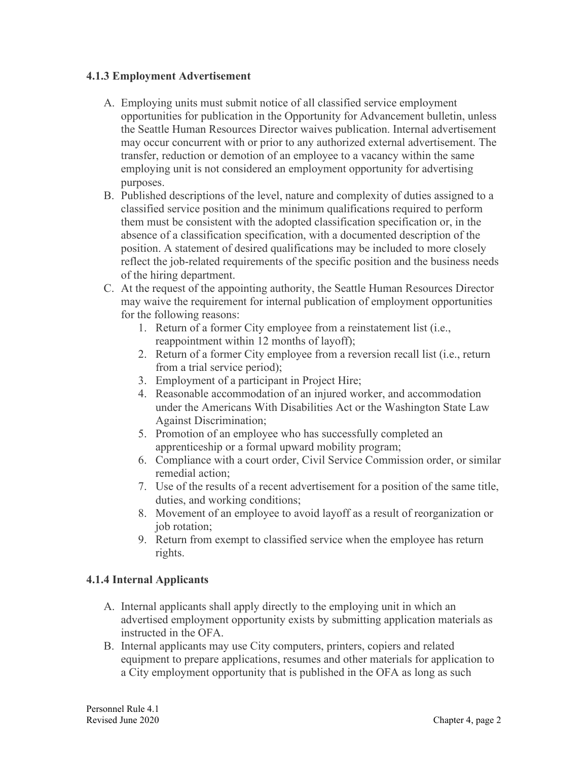### 4.1.3 Employment Advertisement

A. Employing units must submit notice of all classified service employment opportunities for publication in the Opportunity for Advancement bulletin, unless the Seattle Human Resources Director waives publication. Internal advertisement may occur concurrent with or prior to any authorized external advertisement. The transfer, reduction or demotion of an employee to a vacancy within the same employing unit is not considered an employment opportunity for advertising purposes.

B. Published descriptions of the level, nature and complexity of duties assigned to a classified service position and the minimum qualifications required to perform them must be consistent with the adopted classification specification or, in the absence of a classification specification, with a documented description of the position. A statement of desired qualifications may be included to more closely reflect the job-related requirements of the specific position and the business needs of the hiring department.

C. At the request of the appointing authority, the Seattle Human Resources Director may waive the requirement for internal publication of employment opportunities for the following reasons:
   1. Return of a former City employee from a reinstatement list (i.e., reappointment within 12 months of layoff);
   2. Return of a former City employee from a reversion recall list (i.e., return from a trial service period);
   3. Employment of a participant in Project Hire;
   4. Reasonable accommodation of an injured worker, and accommodation under the Americans With Disabilities Act or the Washington State Law Against Discrimination;
   5. Promotion of an employee who has successfully completed an apprenticeship or a formal upward mobility program;
   6. Compliance with a court order, Civil Service Commission order, or similar remedial action;
   7. Use of the results of a recent advertisement for a position of the same title, duties, and working conditions;
   8. Movement of an employee to avoid layoff as a result of reorganization or job rotation;
   9. Return from exempt to classified service when the employee has return rights.

### 4.1.4 Internal Applicants

A. Internal applicants shall apply directly to the employing unit in which an advertised employment opportunity exists by submitting application materials as instructed in the OFA.

B. Internal applicants may use City computers, printers, copiers and related equipment to prepare applications, resumes and other materials for application to a City employment opportunity that is published in the OFA as long as such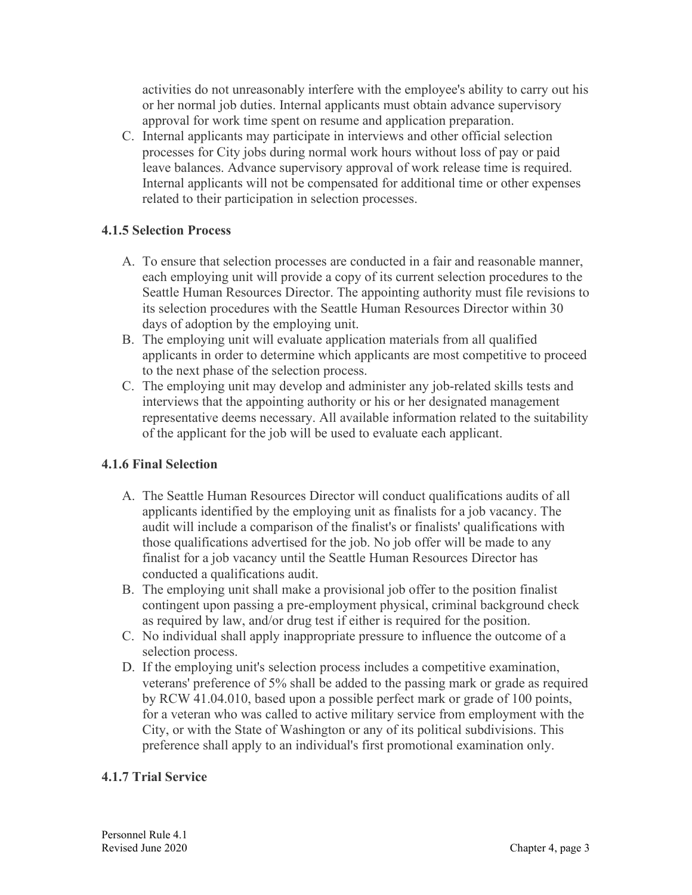activities do not unreasonably interfere with the employee's ability to carry out his or her normal job duties. Internal applicants must obtain advance supervisory approval for work time spent on resume and application preparation.

C. Internal applicants may participate in interviews and other official selection processes for City jobs during normal work hours without loss of pay or paid leave balances. Advance supervisory approval of work release time is required. Internal applicants will not be compensated for additional time or other expenses related to their participation in selection processes.

### 4.1.5 Selection Process

A. To ensure that selection processes are conducted in a fair and reasonable manner, each employing unit will provide a copy of its current selection procedures to the Seattle Human Resources Director. The appointing authority must file revisions to its selection procedures with the Seattle Human Resources Director within 30 days of adoption by the employing unit.

B. The employing unit will evaluate application materials from all qualified applicants in order to determine which applicants are most competitive to proceed to the next phase of the selection process.

C. The employing unit may develop and administer any job-related skills tests and interviews that the appointing authority or his or her designated management representative deems necessary. All available information related to the suitability of the applicant for the job will be used to evaluate each applicant.

### 4.1.6 Final Selection

A. The Seattle Human Resources Director will conduct qualifications audits of all applicants identified by the employing unit as finalists for a job vacancy. The audit will include a comparison of the finalist's or finalists' qualifications with those qualifications advertised for the job. No job offer will be made to any finalist for a job vacancy until the Seattle Human Resources Director has conducted a qualifications audit.

B. The employing unit shall make a provisional job offer to the position finalist contingent upon passing a pre-employment physical, criminal background check as required by law, and/or drug test if either is required for the position.

C. No individual shall apply inappropriate pressure to influence the outcome of a selection process.

D. If the employing unit's selection process includes a competitive examination, veterans' preference of 5% shall be added to the passing mark or grade as required by RCW 41.04.010, based upon a possible perfect mark or grade of 100 points, for a veteran who was called to active military service from employment with the City, or with the State of Washington or any of its political subdivisions. This preference shall apply to an individual's first promotional examination only.

### 4.1.7 Trial Service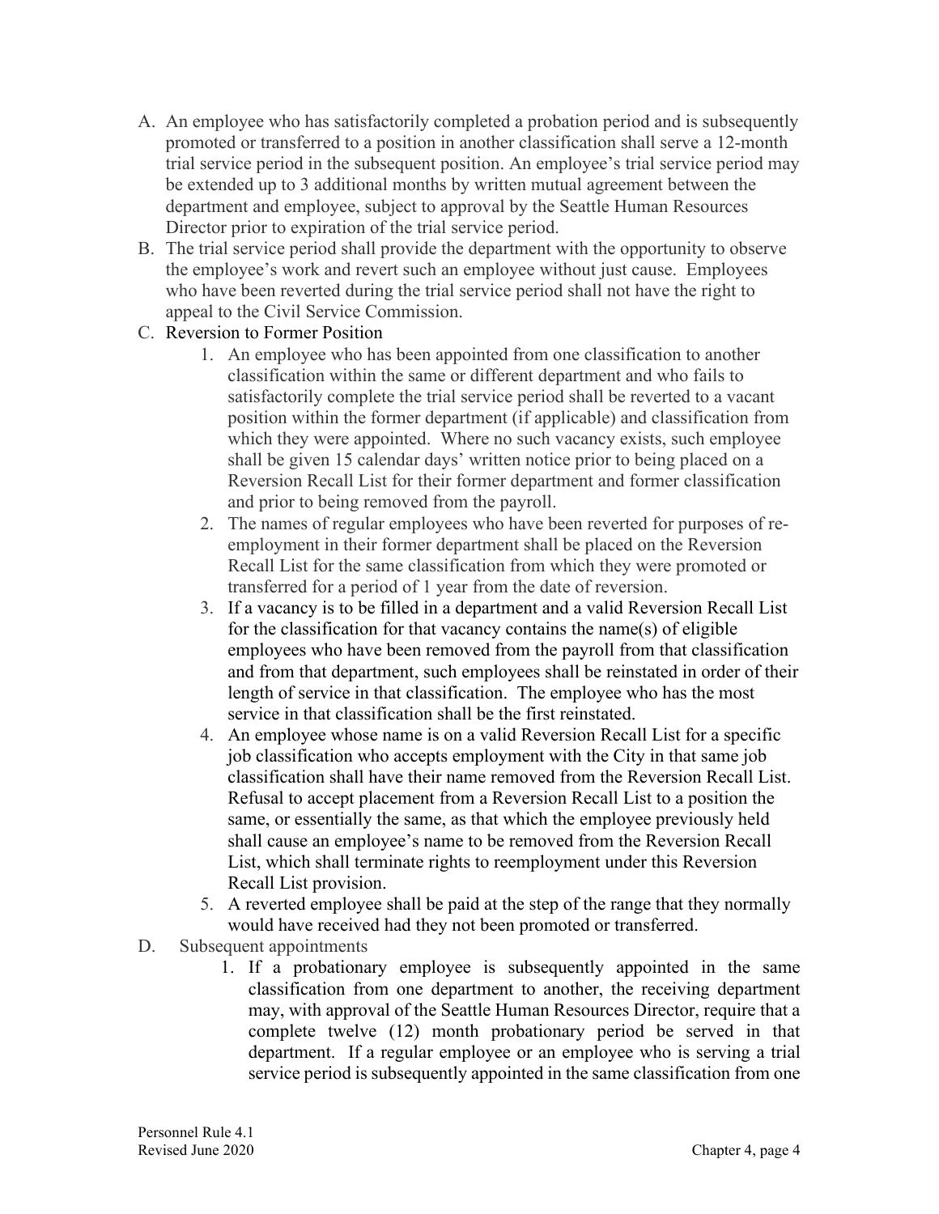A. An employee who has satisfactorily completed a probation period and is subsequently promoted or transferred to a position in another classification shall serve a 12-month trial service period in the subsequent position. An employee's trial service period may be extended up to 3 additional months by written mutual agreement between the department and employee, subject to approval by the Seattle Human Resources Director prior to expiration of the trial service period.

B. The trial service period shall provide the department with the opportunity to observe the employee's work and revert such an employee without just cause. Employees who have been reverted during the trial service period shall not have the right to appeal to the Civil Service Commission.

C. Reversion to Former Position

   1. An employee who has been appointed from one classification to another classification within the same or different department and who fails to satisfactorily complete the trial service period shall be reverted to a vacant position within the former department (if applicable) and classification from which they were appointed. Where no such vacancy exists, such employee shall be given 15 calendar days' written notice prior to being placed on a Reversion Recall List for their former department and former classification and prior to being removed from the payroll.
   2. The names of regular employees who have been reverted for purposes of re-employment in their former department shall be placed on the Reversion Recall List for the same classification from which they were promoted or transferred for a period of 1 year from the date of reversion.
   3. If a vacancy is to be filled in a department and a valid Reversion Recall List for the classification for that vacancy contains the name(s) of eligible employees who have been removed from the payroll from that classification and from that department, such employees shall be reinstated in order of their length of service in that classification. The employee who has the most service in that classification shall be the first reinstated.
   4. An employee whose name is on a valid Reversion Recall List for a specific job classification who accepts employment with the City in that same job classification shall have their name removed from the Reversion Recall List. Refusal to accept placement from a Reversion Recall List to a position the same, or essentially the same, as that which the employee previously held shall cause an employee's name to be removed from the Reversion Recall List, which shall terminate rights to reemployment under this Reversion Recall List provision.
   5. A reverted employee shall be paid at the step of the range that they normally would have received had they not been promoted or transferred.

D. Subsequent appointments

   1. If a probationary employee is subsequently appointed in the same classification from one department to another, the receiving department may, with approval of the Seattle Human Resources Director, require that a complete twelve (12) month probationary period be served in that department. If a regular employee or an employee who is serving a trial service period is subsequently appointed in the same classification from one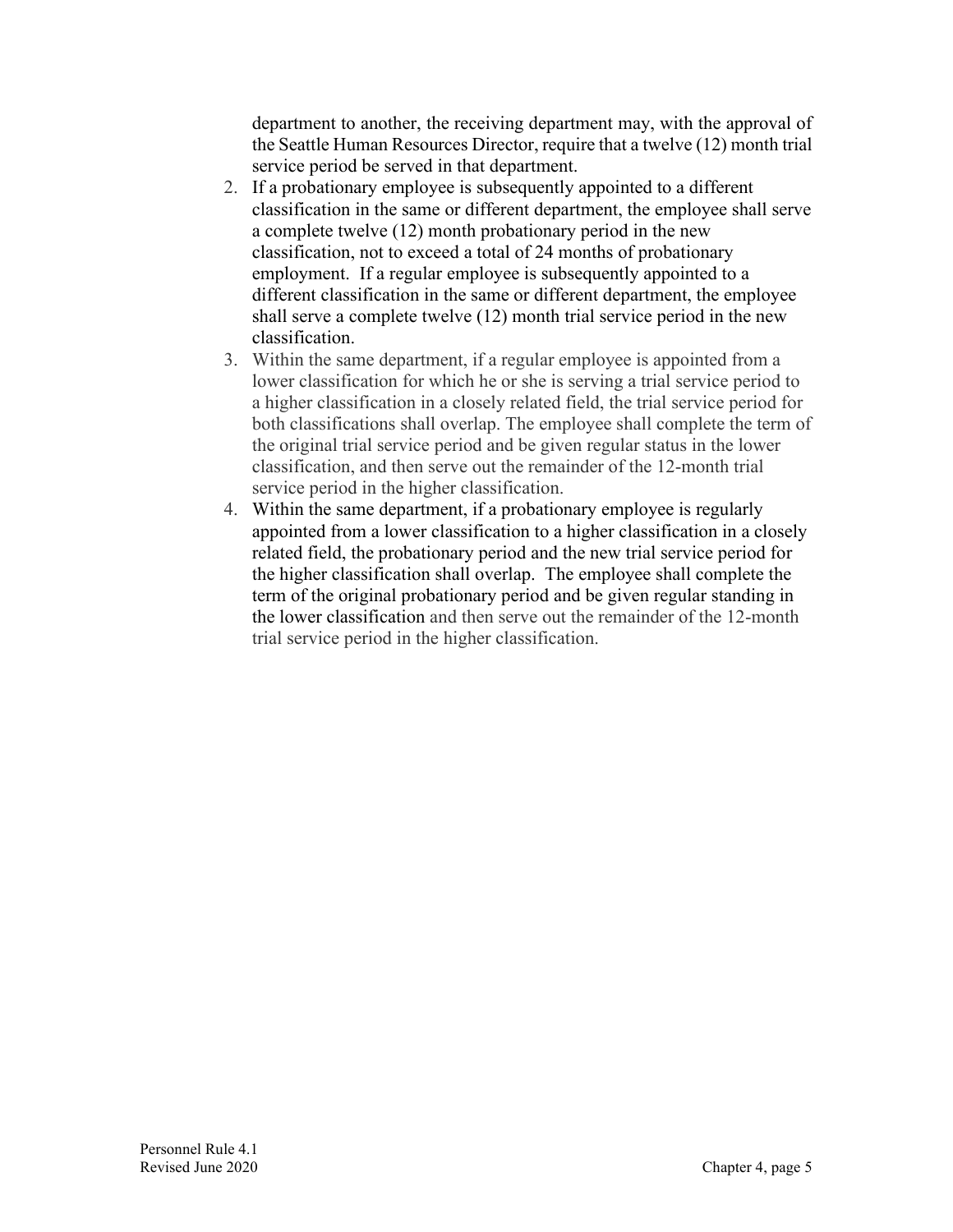department to another, the receiving department may, with the approval of the Seattle Human Resources Director, require that a twelve (12) month trial service period be served in that department.

2. If a probationary employee is subsequently appointed to a different classification in the same or different department, the employee shall serve a complete twelve (12) month probationary period in the new classification, not to exceed a total of 24 months of probationary employment. If a regular employee is subsequently appointed to a different classification in the same or different department, the employee shall serve a complete twelve (12) month trial service period in the new classification.
3. Within the same department, if a regular employee is appointed from a lower classification for which he or she is serving a trial service period to a higher classification in a closely related field, the trial service period for both classifications shall overlap. The employee shall complete the term of the original trial service period and be given regular status in the lower classification, and then serve out the remainder of the 12-month trial service period in the higher classification.
4. Within the same department, if a probationary employee is regularly appointed from a lower classification to a higher classification in a closely related field, the probationary period and the new trial service period for the higher classification shall overlap. The employee shall complete the term of the original probationary period and be given regular standing in the lower classification and then serve out the remainder of the 12-month trial service period in the higher classification.